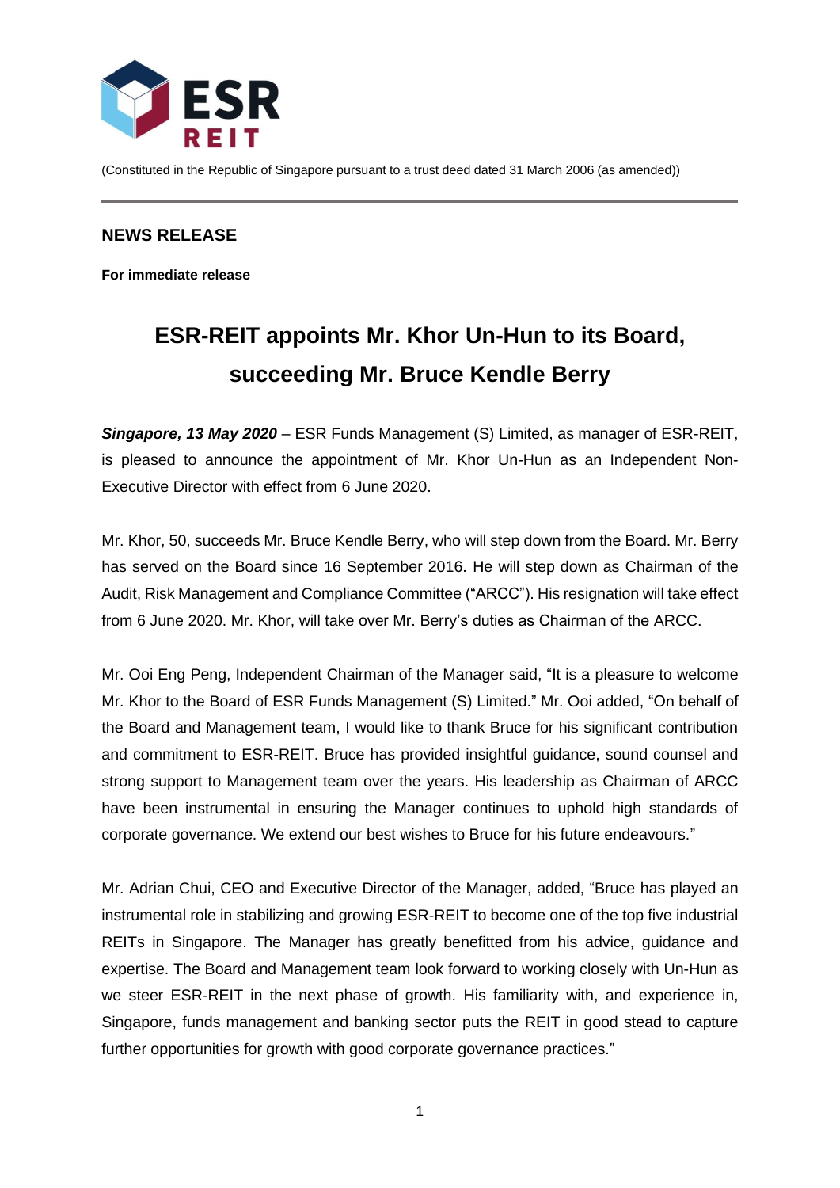(Constituted in the Republic of Singapore pursuant to a trust deed dated 31 March 2006 (as amended))

**NEWS RELEASE**

**For immediate release**

# ESR-REIT appoints Mr. Khor Un-Hun to its Board, succeeding Mr. Bruce Kendle Berry

***Singapore, 13 May 2020*** – ESR Funds Management (S) Limited, as manager of ESR-REIT, is pleased to announce the appointment of Mr. Khor Un-Hun as an Independent Non-Executive Director with effect from 6 June 2020.

Mr. Khor, 50, succeeds Mr. Bruce Kendle Berry, who will step down from the Board. Mr. Berry has served on the Board since 16 September 2016. He will step down as Chairman of the Audit, Risk Management and Compliance Committee ("ARCC"). His resignation will take effect from 6 June 2020. Mr. Khor, will take over Mr. Berry's duties as Chairman of the ARCC.

Mr. Ooi Eng Peng, Independent Chairman of the Manager said, "It is a pleasure to welcome Mr. Khor to the Board of ESR Funds Management (S) Limited." Mr. Ooi added, "On behalf of the Board and Management team, I would like to thank Bruce for his significant contribution and commitment to ESR-REIT. Bruce has provided insightful guidance, sound counsel and strong support to Management team over the years. His leadership as Chairman of ARCC have been instrumental in ensuring the Manager continues to uphold high standards of corporate governance. We extend our best wishes to Bruce for his future endeavours."

Mr. Adrian Chui, CEO and Executive Director of the Manager, added, "Bruce has played an instrumental role in stabilizing and growing ESR-REIT to become one of the top five industrial REITs in Singapore. The Manager has greatly benefitted from his advice, guidance and expertise. The Board and Management team look forward to working closely with Un-Hun as we steer ESR-REIT in the next phase of growth. His familiarity with, and experience in, Singapore, funds management and banking sector puts the REIT in good stead to capture further opportunities for growth with good corporate governance practices."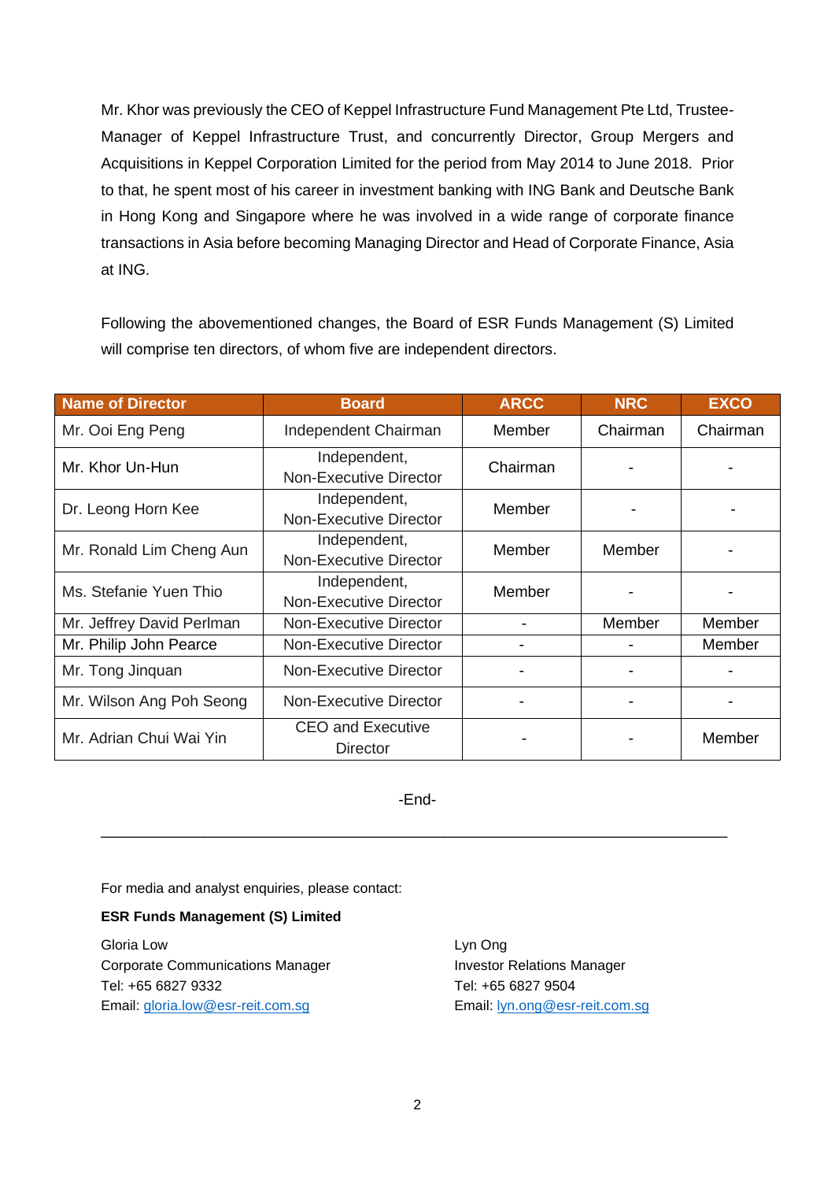Mr. Khor was previously the CEO of Keppel Infrastructure Fund Management Pte Ltd, Trustee-Manager of Keppel Infrastructure Trust, and concurrently Director, Group Mergers and Acquisitions in Keppel Corporation Limited for the period from May 2014 to June 2018. Prior to that, he spent most of his career in investment banking with ING Bank and Deutsche Bank in Hong Kong and Singapore where he was involved in a wide range of corporate finance transactions in Asia before becoming Managing Director and Head of Corporate Finance, Asia at ING.

Following the abovementioned changes, the Board of ESR Funds Management (S) Limited will comprise ten directors, of whom five are independent directors.

| Name of Director | Board | ARCC | NRC | EXCO |
|---|---|---|---|---|
| Mr. Ooi Eng Peng | Independent Chairman | Member | Chairman | Chairman |
| Mr. Khor Un-Hun | Independent, Non-Executive Director | Chairman | - | - |
| Dr. Leong Horn Kee | Independent, Non-Executive Director | Member | - | - |
| Mr. Ronald Lim Cheng Aun | Independent, Non-Executive Director | Member | Member | - |
| Ms. Stefanie Yuen Thio | Independent, Non-Executive Director | Member | - | - |
| Mr. Jeffrey David Perlman | Non-Executive Director | - | Member | Member |
| Mr. Philip John Pearce | Non-Executive Director | - | - | Member |
| Mr. Tong Jinquan | Non-Executive Director | - | - | - |
| Mr. Wilson Ang Poh Seong | Non-Executive Director | - | - | - |
| Mr. Adrian Chui Wai Yin | CEO and Executive Director | - | - | Member |

-End-

---

For media and analyst enquiries, please contact:

**ESR Funds Management (S) Limited**

Gloria Low
Corporate Communications Manager
Tel: +65 6827 9332
Email: gloria.low@esr-reit.com.sg

Lyn Ong
Investor Relations Manager
Tel: +65 6827 9504
Email: lyn.ong@esr-reit.com.sg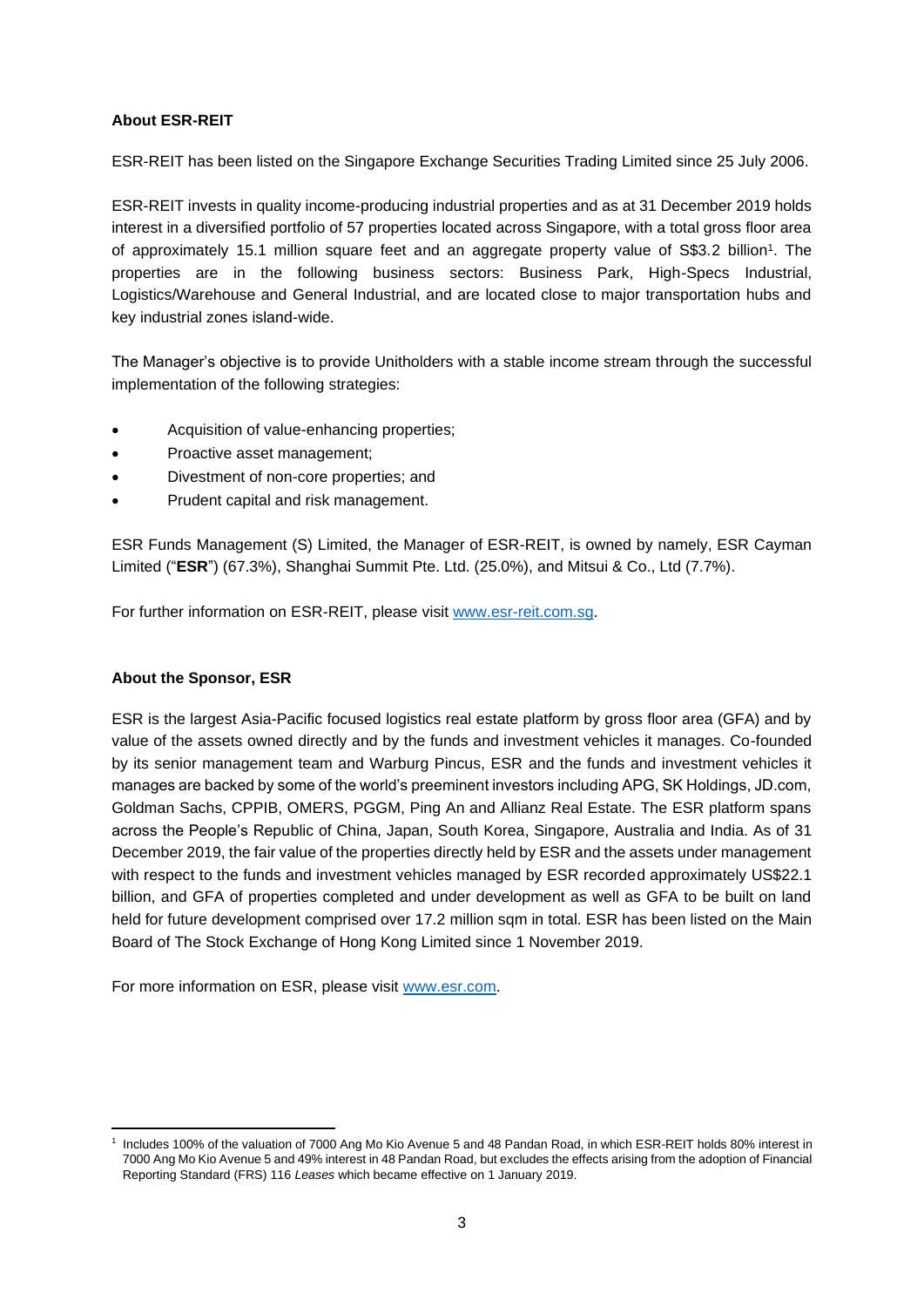**About ESR-REIT**

ESR-REIT has been listed on the Singapore Exchange Securities Trading Limited since 25 July 2006.

ESR-REIT invests in quality income-producing industrial properties and as at 31 December 2019 holds interest in a diversified portfolio of 57 properties located across Singapore, with a total gross floor area of approximately 15.1 million square feet and an aggregate property value of S$3.2 billion[1]. The properties are in the following business sectors: Business Park, High-Specs Industrial, Logistics/Warehouse and General Industrial, and are located close to major transportation hubs and key industrial zones island-wide.

The Manager's objective is to provide Unitholders with a stable income stream through the successful implementation of the following strategies:

- Acquisition of value-enhancing properties;
- Proactive asset management;
- Divestment of non-core properties; and
- Prudent capital and risk management.

ESR Funds Management (S) Limited, the Manager of ESR-REIT, is owned by namely, ESR Cayman Limited ("**ESR**") (67.3%), Shanghai Summit Pte. Ltd. (25.0%), and Mitsui & Co., Ltd (7.7%).

For further information on ESR-REIT, please visit [www.esr-reit.com.sg](http://www.esr-reit.com.sg).

**About the Sponsor, ESR**

ESR is the largest Asia-Pacific focused logistics real estate platform by gross floor area (GFA) and by value of the assets owned directly and by the funds and investment vehicles it manages. Co-founded by its senior management team and Warburg Pincus, ESR and the funds and investment vehicles it manages are backed by some of the world's preeminent investors including APG, SK Holdings, JD.com, Goldman Sachs, CPPIB, OMERS, PGGM, Ping An and Allianz Real Estate. The ESR platform spans across the People's Republic of China, Japan, South Korea, Singapore, Australia and India. As of 31 December 2019, the fair value of the properties directly held by ESR and the assets under management with respect to the funds and investment vehicles managed by ESR recorded approximately US$22.1 billion, and GFA of properties completed and under development as well as GFA to be built on land held for future development comprised over 17.2 million sqm in total. ESR has been listed on the Main Board of The Stock Exchange of Hong Kong Limited since 1 November 2019.

For more information on ESR, please visit [www.esr.com](http://www.esr.com).

---

[1] Includes 100% of the valuation of 7000 Ang Mo Kio Avenue 5 and 48 Pandan Road, in which ESR-REIT holds 80% interest in 7000 Ang Mo Kio Avenue 5 and 49% interest in 48 Pandan Road, but excludes the effects arising from the adoption of Financial Reporting Standard (FRS) 116 *Leases* which became effective on 1 January 2019.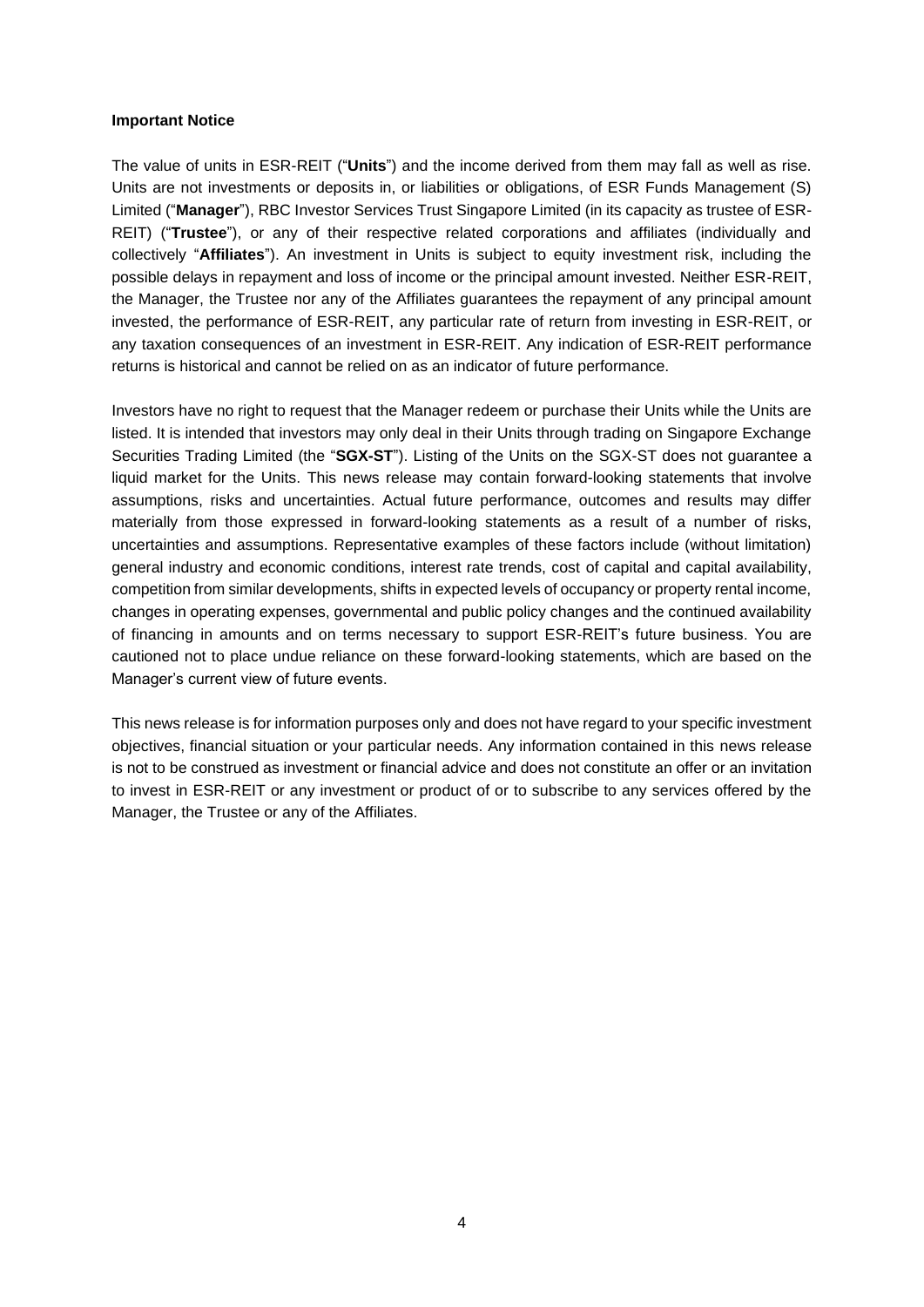**Important Notice**

The value of units in ESR-REIT ("**Units**") and the income derived from them may fall as well as rise. Units are not investments or deposits in, or liabilities or obligations, of ESR Funds Management (S) Limited ("**Manager**"), RBC Investor Services Trust Singapore Limited (in its capacity as trustee of ESR-REIT) ("**Trustee**"), or any of their respective related corporations and affiliates (individually and collectively "**Affiliates**"). An investment in Units is subject to equity investment risk, including the possible delays in repayment and loss of income or the principal amount invested. Neither ESR-REIT, the Manager, the Trustee nor any of the Affiliates guarantees the repayment of any principal amount invested, the performance of ESR-REIT, any particular rate of return from investing in ESR-REIT, or any taxation consequences of an investment in ESR-REIT. Any indication of ESR-REIT performance returns is historical and cannot be relied on as an indicator of future performance.

Investors have no right to request that the Manager redeem or purchase their Units while the Units are listed. It is intended that investors may only deal in their Units through trading on Singapore Exchange Securities Trading Limited (the "**SGX-ST**"). Listing of the Units on the SGX-ST does not guarantee a liquid market for the Units. This news release may contain forward-looking statements that involve assumptions, risks and uncertainties. Actual future performance, outcomes and results may differ materially from those expressed in forward-looking statements as a result of a number of risks, uncertainties and assumptions. Representative examples of these factors include (without limitation) general industry and economic conditions, interest rate trends, cost of capital and capital availability, competition from similar developments, shifts in expected levels of occupancy or property rental income, changes in operating expenses, governmental and public policy changes and the continued availability of financing in amounts and on terms necessary to support ESR-REIT's future business. You are cautioned not to place undue reliance on these forward-looking statements, which are based on the Manager's current view of future events.

This news release is for information purposes only and does not have regard to your specific investment objectives, financial situation or your particular needs. Any information contained in this news release is not to be construed as investment or financial advice and does not constitute an offer or an invitation to invest in ESR-REIT or any investment or product of or to subscribe to any services offered by the Manager, the Trustee or any of the Affiliates.